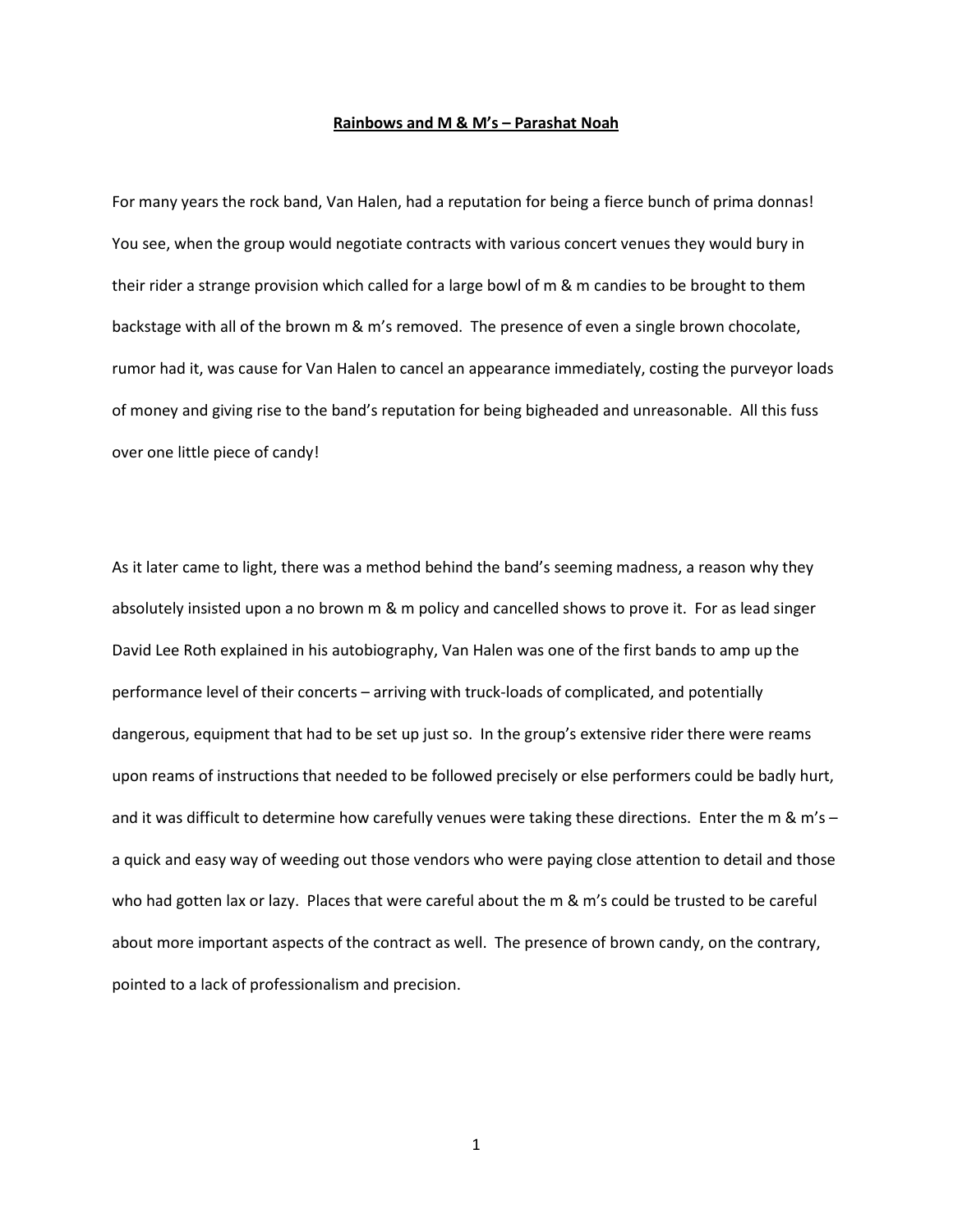# **Rainbows and M & M's – Parashat Noah**

For many years the rock band, Van Halen, had a reputation for being a fierce bunch of prima donnas! You see, when the group would negotiate contracts with various concert venues they would bury in their rider a strange provision which called for a large bowl of m & m candies to be brought to them backstage with all of the brown m & m's removed. The presence of even a single brown chocolate, rumor had it, was cause for Van Halen to cancel an appearance immediately, costing the purveyor loads of money and giving rise to the band's reputation for being bigheaded and unreasonable. All this fuss over one little piece of candy!

As it later came to light, there was a method behind the band's seeming madness, a reason why they absolutely insisted upon a no brown m & m policy and cancelled shows to prove it. For as lead singer David Lee Roth explained in his autobiography, Van Halen was one of the first bands to amp up the performance level of their concerts – arriving with truck-loads of complicated, and potentially dangerous, equipment that had to be set up just so. In the group's extensive rider there were reams upon reams of instructions that needed to be followed precisely or else performers could be badly hurt, and it was difficult to determine how carefully venues were taking these directions. Enter the m & m's – a quick and easy way of weeding out those vendors who were paying close attention to detail and those who had gotten lax or lazy. Places that were careful about the m & m's could be trusted to be careful about more important aspects of the contract as well. The presence of brown candy, on the contrary, pointed to a lack of professionalism and precision.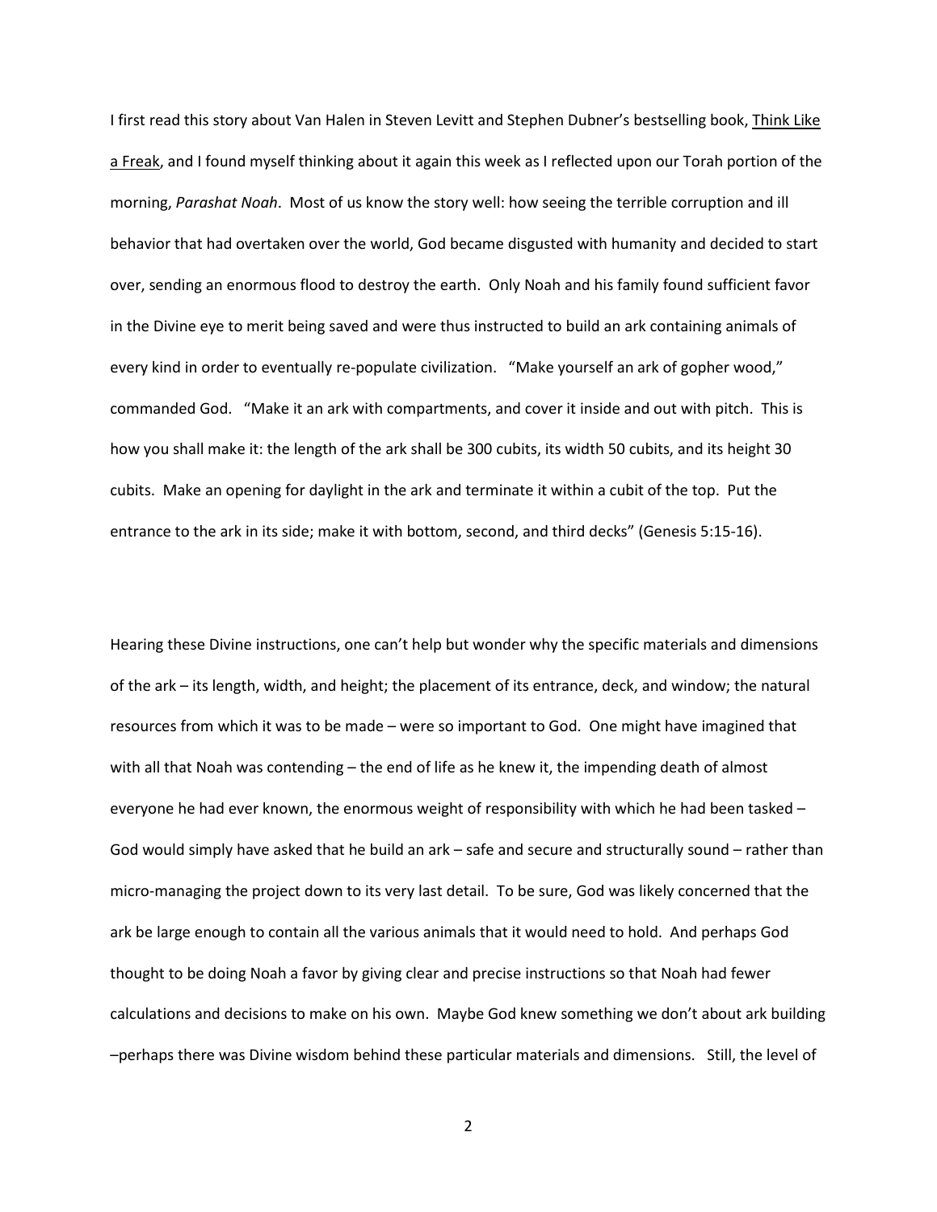I first read this story about Van Halen in Steven Levitt and Stephen Dubner's bestselling book, Think Like a Freak, and I found myself thinking about it again this week as I reflected upon our Torah portion of the morning, *Parashat Noah*. Most of us know the story well: how seeing the terrible corruption and ill behavior that had overtaken over the world, God became disgusted with humanity and decided to start over, sending an enormous flood to destroy the earth. Only Noah and his family found sufficient favor in the Divine eye to merit being saved and were thus instructed to build an ark containing animals of every kind in order to eventually re-populate civilization. "Make yourself an ark of gopher wood," commanded God. "Make it an ark with compartments, and cover it inside and out with pitch. This is how you shall make it: the length of the ark shall be 300 cubits, its width 50 cubits, and its height 30 cubits. Make an opening for daylight in the ark and terminate it within a cubit of the top. Put the entrance to the ark in its side; make it with bottom, second, and third decks" (Genesis 5:15-16).

Hearing these Divine instructions, one can't help but wonder why the specific materials and dimensions of the ark – its length, width, and height; the placement of its entrance, deck, and window; the natural resources from which it was to be made – were so important to God. One might have imagined that with all that Noah was contending – the end of life as he knew it, the impending death of almost everyone he had ever known, the enormous weight of responsibility with which he had been tasked – God would simply have asked that he build an ark – safe and secure and structurally sound – rather than micro-managing the project down to its very last detail. To be sure, God was likely concerned that the ark be large enough to contain all the various animals that it would need to hold. And perhaps God thought to be doing Noah a favor by giving clear and precise instructions so that Noah had fewer calculations and decisions to make on his own. Maybe God knew something we don't about ark building –perhaps there was Divine wisdom behind these particular materials and dimensions. Still, the level of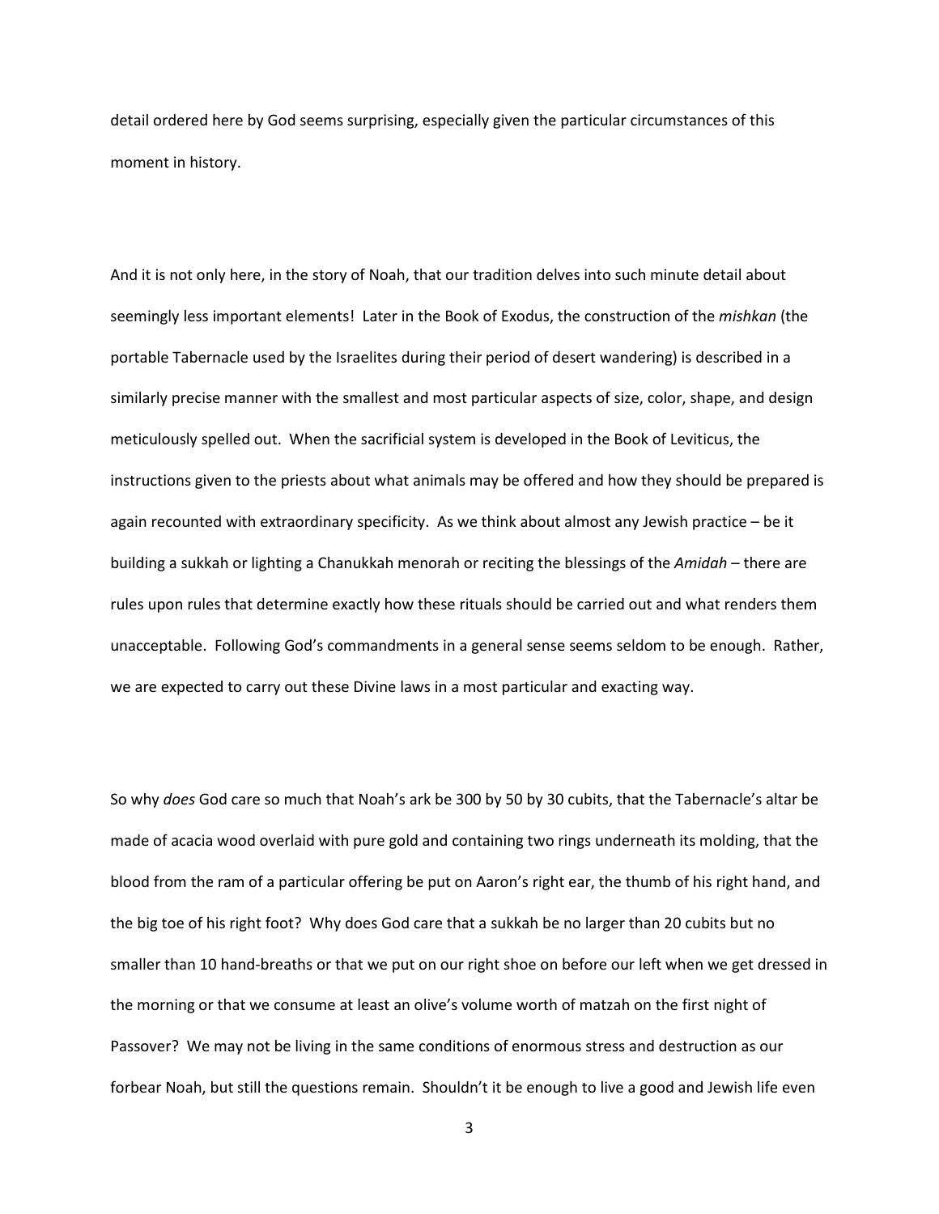detail ordered here by God seems surprising, especially given the particular circumstances of this moment in history.

And it is not only here, in the story of Noah, that our tradition delves into such minute detail about seemingly less important elements! Later in the Book of Exodus, the construction of the *mishkan* (the portable Tabernacle used by the Israelites during their period of desert wandering) is described in a similarly precise manner with the smallest and most particular aspects of size, color, shape, and design meticulously spelled out. When the sacrificial system is developed in the Book of Leviticus, the instructions given to the priests about what animals may be offered and how they should be prepared is again recounted with extraordinary specificity. As we think about almost any Jewish practice – be it building a sukkah or lighting a Chanukkah menorah or reciting the blessings of the *Amidah* – there are rules upon rules that determine exactly how these rituals should be carried out and what renders them unacceptable. Following God's commandments in a general sense seems seldom to be enough. Rather, we are expected to carry out these Divine laws in a most particular and exacting way.

So why *does* God care so much that Noah's ark be 300 by 50 by 30 cubits, that the Tabernacle's altar be made of acacia wood overlaid with pure gold and containing two rings underneath its molding, that the blood from the ram of a particular offering be put on Aaron's right ear, the thumb of his right hand, and the big toe of his right foot? Why does God care that a sukkah be no larger than 20 cubits but no smaller than 10 hand-breaths or that we put on our right shoe on before our left when we get dressed in the morning or that we consume at least an olive's volume worth of matzah on the first night of Passover? We may not be living in the same conditions of enormous stress and destruction as our forbear Noah, but still the questions remain. Shouldn't it be enough to live a good and Jewish life even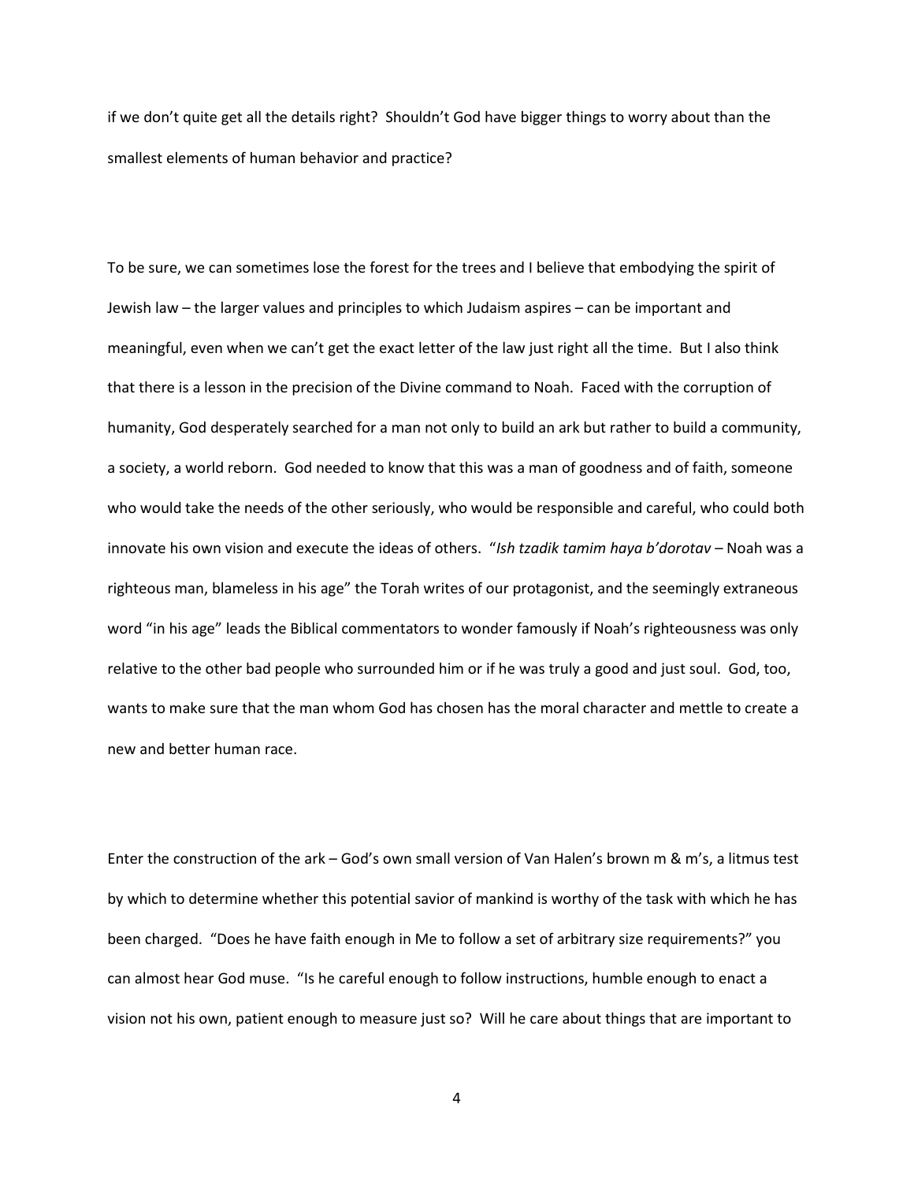if we don't quite get all the details right? Shouldn't God have bigger things to worry about than the smallest elements of human behavior and practice?

To be sure, we can sometimes lose the forest for the trees and I believe that embodying the spirit of Jewish law – the larger values and principles to which Judaism aspires – can be important and meaningful, even when we can't get the exact letter of the law just right all the time. But I also think that there is a lesson in the precision of the Divine command to Noah. Faced with the corruption of humanity, God desperately searched for a man not only to build an ark but rather to build a community, a society, a world reborn. God needed to know that this was a man of goodness and of faith, someone who would take the needs of the other seriously, who would be responsible and careful, who could both innovate his own vision and execute the ideas of others. "*Ish tzadik tamim haya b'dorotav* – Noah was a righteous man, blameless in his age" the Torah writes of our protagonist, and the seemingly extraneous word "in his age" leads the Biblical commentators to wonder famously if Noah's righteousness was only relative to the other bad people who surrounded him or if he was truly a good and just soul. God, too, wants to make sure that the man whom God has chosen has the moral character and mettle to create a new and better human race.

Enter the construction of the ark – God's own small version of Van Halen's brown m & m's, a litmus test by which to determine whether this potential savior of mankind is worthy of the task with which he has been charged. "Does he have faith enough in Me to follow a set of arbitrary size requirements?" you can almost hear God muse. "Is he careful enough to follow instructions, humble enough to enact a vision not his own, patient enough to measure just so? Will he care about things that are important to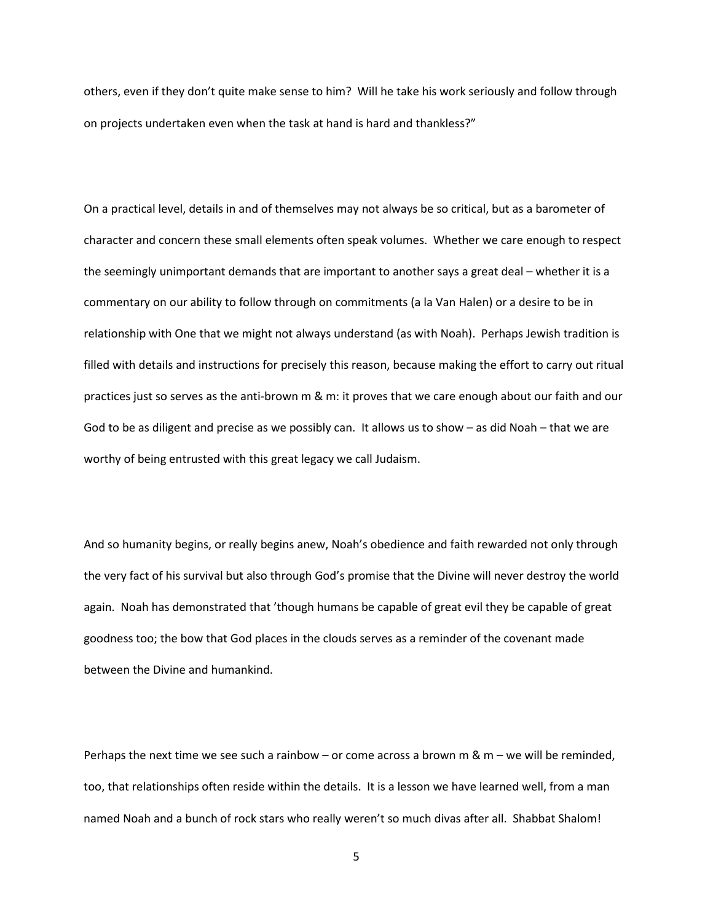others, even if they don't quite make sense to him? Will he take his work seriously and follow through on projects undertaken even when the task at hand is hard and thankless?"

On a practical level, details in and of themselves may not always be so critical, but as a barometer of character and concern these small elements often speak volumes. Whether we care enough to respect the seemingly unimportant demands that are important to another says a great deal – whether it is a commentary on our ability to follow through on commitments (a la Van Halen) or a desire to be in relationship with One that we might not always understand (as with Noah). Perhaps Jewish tradition is filled with details and instructions for precisely this reason, because making the effort to carry out ritual practices just so serves as the anti-brown m & m: it proves that we care enough about our faith and our God to be as diligent and precise as we possibly can. It allows us to show – as did Noah – that we are worthy of being entrusted with this great legacy we call Judaism.

And so humanity begins, or really begins anew, Noah's obedience and faith rewarded not only through the very fact of his survival but also through God's promise that the Divine will never destroy the world again. Noah has demonstrated that 'though humans be capable of great evil they be capable of great goodness too; the bow that God places in the clouds serves as a reminder of the covenant made between the Divine and humankind.

Perhaps the next time we see such a rainbow – or come across a brown m & m – we will be reminded, too, that relationships often reside within the details. It is a lesson we have learned well, from a man named Noah and a bunch of rock stars who really weren't so much divas after all. Shabbat Shalom!